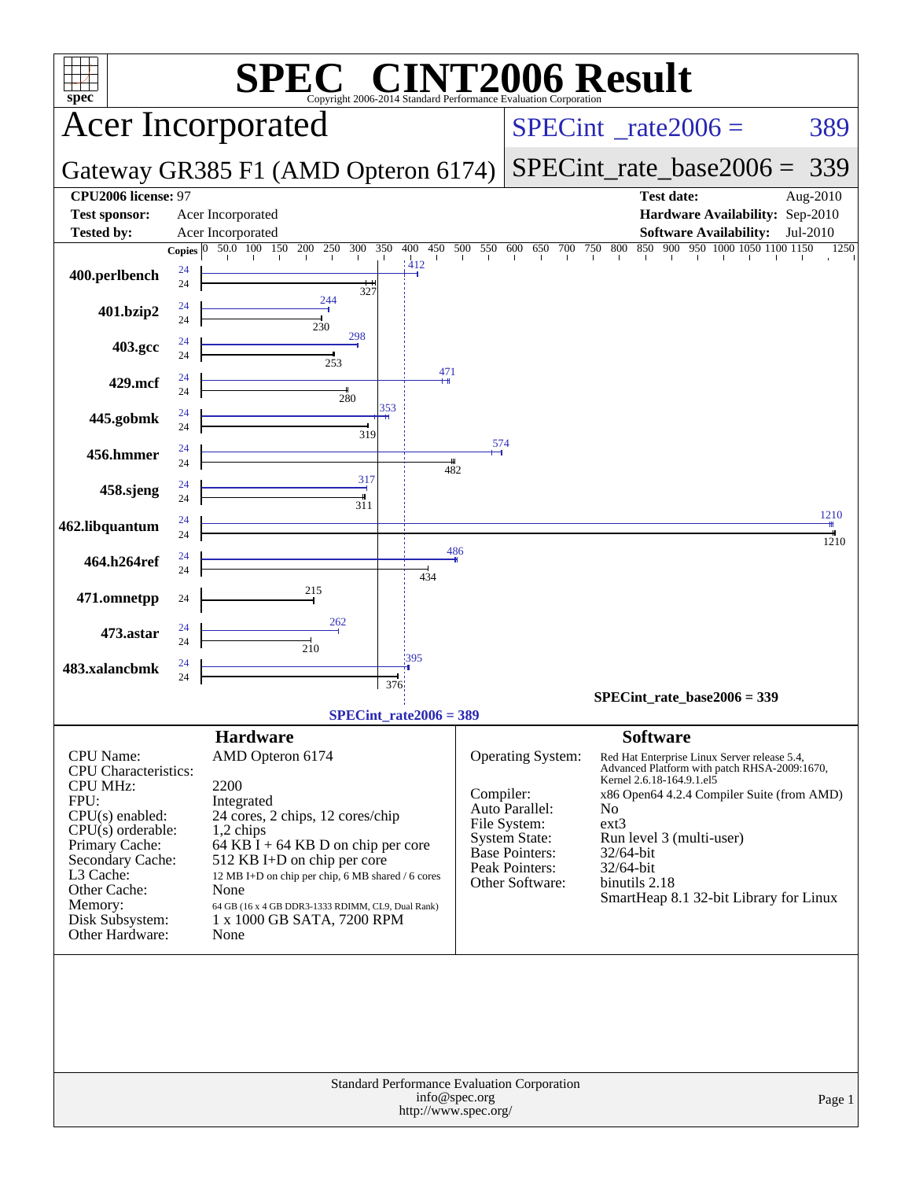# SPEC® CINT2006 Result

Copyright 2006-2014 Standard Performance Evaluation Corporation

## Acer Incorporated

**Gateway GR385 F1 (AMD Opteron 6174)**

SPECint_rate2006 = 389

SPECint_rate_base2006 = 339

| | | | |
|---|---|---|---|
| **CPU2006 license:** | 97 | **Test date:** | Aug-2010 |
| **Test sponsor:** | Acer Incorporated | **Hardware Availability:** | Sep-2010 |
| **Tested by:** | Acer Incorporated | **Software Availability:** | Jul-2010 |

| Benchmark | Copies (Peak) | Peak | Copies (Base) | Base |
|---|---|---|---|---|
| 400.perlbench | 24 | 412 | 24 | 327 |
| 401.bzip2 | 24 | 244 | 24 | 230 |
| 403.gcc | 24 | 298 | 24 | 253 |
| 429.mcf | 24 | 471 | 24 | 280 |
| 445.gobmk | 24 | 353 | 24 | 319 |
| 456.hmmer | 24 | 574 | 24 | 482 |
| 458.sjeng | 24 | 317 | 24 | 311 |
| 462.libquantum | 24 | 1210 | 24 | 1210 |
| 464.h264ref | 24 | 486 | 24 | 434 |
| 471.omnetpp | | | 24 | 215 |
| 473.astar | 24 | 262 | 24 | 210 |
| 483.xalancbmk | 24 | 395 | 24 | 376 |

SPECint_rate_base2006 = 339

SPECint_rate2006 = 389

## Hardware

| | |
|---|---|
| CPU Name: | AMD Opteron 6174 |
| CPU Characteristics: | |
| CPU MHz: | 2200 |
| FPU: | Integrated |
| CPU(s) enabled: | 24 cores, 2 chips, 12 cores/chip |
| CPU(s) orderable: | 1,2 chips |
| Primary Cache: | 64 KB I + 64 KB D on chip per core |
| Secondary Cache: | 512 KB I+D on chip per core |
| L3 Cache: | 12 MB I+D on chip per chip, 6 MB shared / 6 cores |
| Other Cache: | None |
| Memory: | 64 GB (16 x 4 GB DDR3-1333 RDIMM, CL9, Dual Rank) |
| Disk Subsystem: | 1 x 1000 GB SATA, 7200 RPM |
| Other Hardware: | None |

## Software

| | |
|---|---|
| Operating System: | Red Hat Enterprise Linux Server release 5.4, Advanced Platform with patch RHSA-2009:1670, Kernel 2.6.18-164.9.1.el5 |
| Compiler: | x86 Open64 4.2.4 Compiler Suite (from AMD) |
| Auto Parallel: | No |
| File System: | ext3 |
| System State: | Run level 3 (multi-user) |
| Base Pointers: | 32/64-bit |
| Peak Pointers: | 32/64-bit |
| Other Software: | binutils 2.18<br>SmartHeap 8.1 32-bit Library for Linux |

Standard Performance Evaluation Corporation
info@spec.org
http://www.spec.org/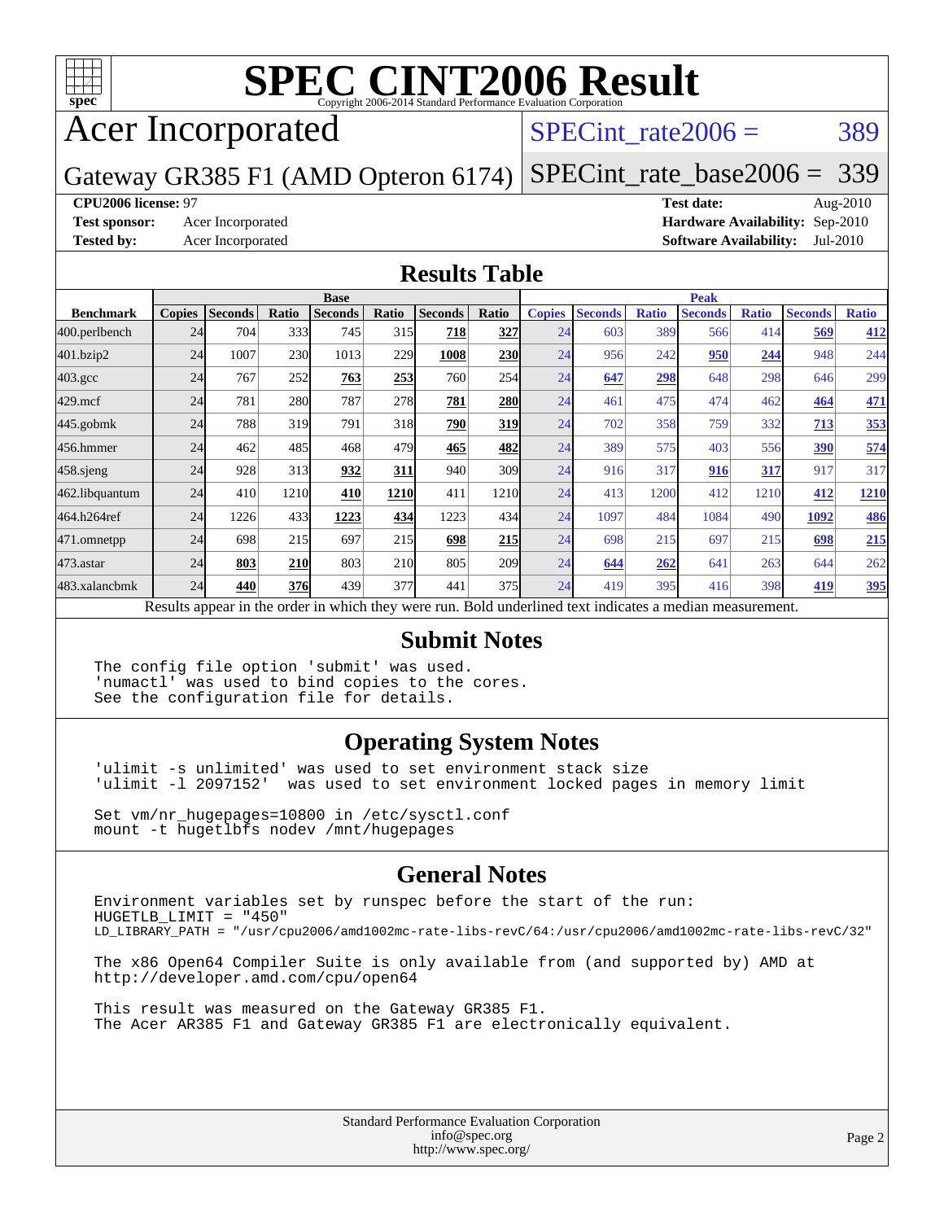# SPEC CINT2006 Result

Copyright 2006-2014 Standard Performance Evaluation Corporation

# Acer Incorporated

Gateway GR385 F1 (AMD Opteron 6174)

SPECint_rate2006 = 389

SPECint_rate_base2006 = 339

**CPU2006 license:** 97
**Test sponsor:** Acer Incorporated
**Tested by:** Acer Incorporated

**Test date:** Aug-2010
**Hardware Availability:** Sep-2010
**Software Availability:** Jul-2010

## Results Table

| Benchmark | Base | | | | | | | Peak | | | | | | |
|---|---|---|---|---|---|---|---|---|---|---|---|---|---|---|
| | Copies | Seconds | Ratio | Seconds | Ratio | Seconds | Ratio | Copies | Seconds | Ratio | Seconds | Ratio | Seconds | Ratio |
| 400.perlbench | 24 | 704 | 333 | 745 | 315 | **718** | **327** | 24 | 603 | 389 | 566 | 414 | **569** | **412** |
| 401.bzip2 | 24 | 1007 | 230 | 1013 | 229 | **1008** | **230** | 24 | 956 | 242 | **950** | **244** | 948 | 244 |
| 403.gcc | 24 | 767 | 252 | **763** | **253** | 760 | 254 | 24 | **647** | **298** | 648 | 298 | 646 | 299 |
| 429.mcf | 24 | 781 | 280 | 787 | 278 | **781** | **280** | 24 | 461 | 475 | 474 | 462 | **464** | **471** |
| 445.gobmk | 24 | 788 | 319 | 791 | 318 | **790** | **319** | 24 | 702 | 358 | 759 | 332 | **713** | **353** |
| 456.hmmer | 24 | 462 | 485 | 468 | 479 | **465** | **482** | 24 | 389 | 575 | 403 | 556 | **390** | **574** |
| 458.sjeng | 24 | 928 | 313 | **932** | **311** | 940 | 309 | 24 | 916 | 317 | **916** | **317** | 917 | 317 |
| 462.libquantum | 24 | 410 | 1210 | **410** | **1210** | 411 | 1210 | 24 | 413 | 1200 | 412 | 1210 | **412** | **1210** |
| 464.h264ref | 24 | 1226 | 433 | **1223** | **434** | 1223 | 434 | 24 | 1097 | 484 | 1084 | 490 | **1092** | **486** |
| 471.omnetpp | 24 | 698 | 215 | 697 | 215 | **698** | **215** | 24 | 698 | 215 | 697 | 215 | **698** | **215** |
| 473.astar | 24 | **803** | **210** | 803 | 210 | 805 | 209 | 24 | **644** | **262** | 641 | 263 | 644 | 262 |
| 483.xalancbmk | 24 | **440** | **376** | 439 | 377 | 441 | 375 | 24 | 419 | 395 | 416 | 398 | **419** | **395** |

Results appear in the order in which they were run. Bold underlined text indicates a median measurement.

## Submit Notes

```
The config file option 'submit' was used.
'numactl' was used to bind copies to the cores.
See the configuration file for details.
```

## Operating System Notes

```
'ulimit -s unlimited' was used to set environment stack size
'ulimit -l 2097152'  was used to set environment locked pages in memory limit

Set vm/nr_hugepages=10800 in /etc/sysctl.conf
mount -t hugetlbfs nodev /mnt/hugepages
```

## General Notes

```
Environment variables set by runspec before the start of the run:
HUGETLB_LIMIT = "450"
LD_LIBRARY_PATH = "/usr/cpu2006/amd1002mc-rate-libs-revC/64:/usr/cpu2006/amd1002mc-rate-libs-revC/32"

The x86 Open64 Compiler Suite is only available from (and supported by) AMD at
http://developer.amd.com/cpu/open64

This result was measured on the Gateway GR385 F1.
The Acer AR385 F1 and Gateway GR385 F1 are electronically equivalent.
```

Standard Performance Evaluation Corporation
info@spec.org
http://www.spec.org/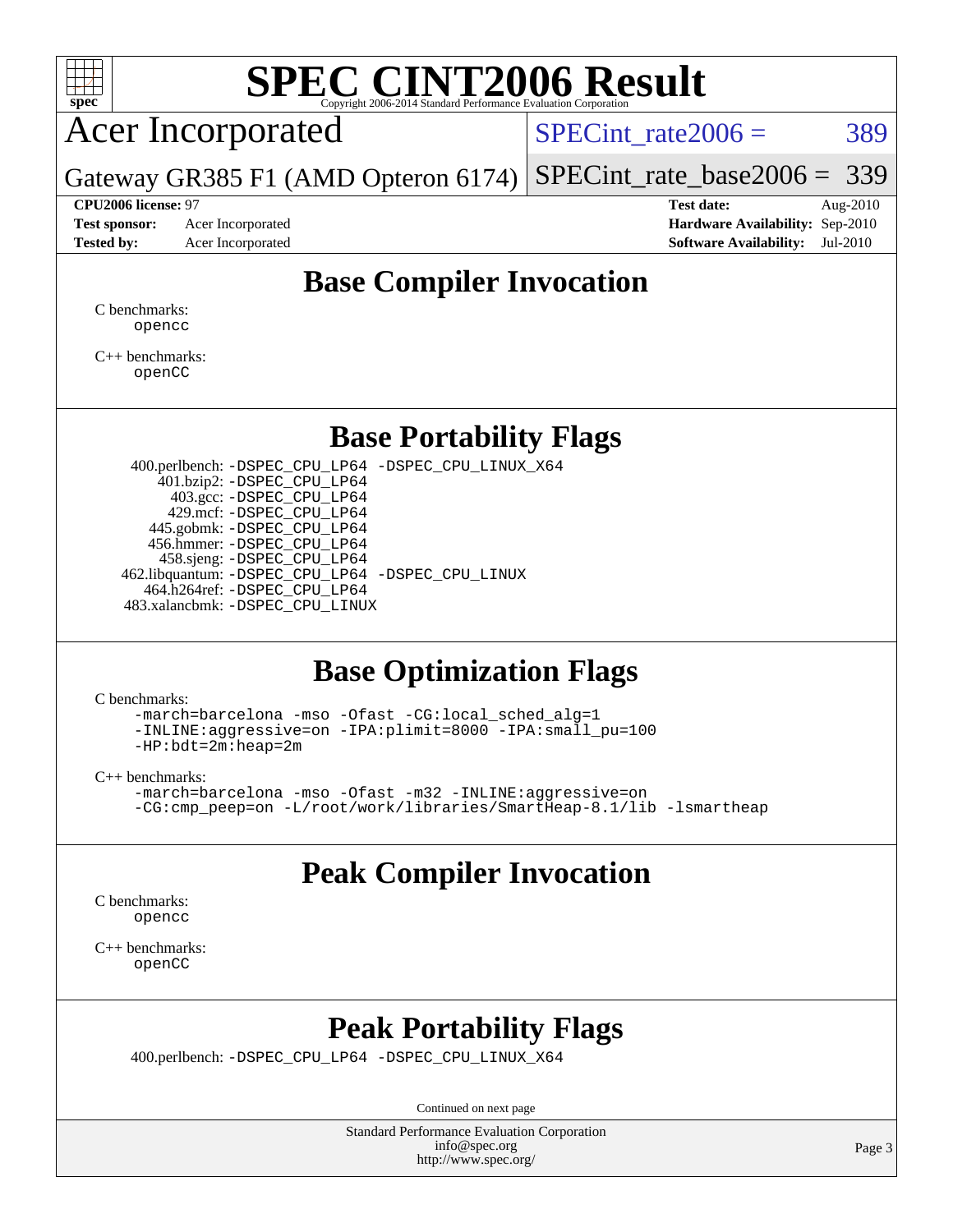# SPEC CINT2006 Result

Copyright 2006-2014 Standard Performance Evaluation Corporation

## Acer Incorporated

Gateway GR385 F1 (AMD Opteron 6174)

SPECint_rate2006 = 389

SPECint_rate_base2006 = 339

**CPU2006 license:** 97
**Test sponsor:** Acer Incorporated
**Tested by:** Acer Incorporated

**Test date:** Aug-2010
**Hardware Availability:** Sep-2010
**Software Availability:** Jul-2010

## Base Compiler Invocation

C benchmarks:
```
opencc
```

C++ benchmarks:
```
openCC
```

## Base Portability Flags

| | |
|---|---|
| 400.perlbench: | -DSPEC_CPU_LP64 -DSPEC_CPU_LINUX_X64 |
| 401.bzip2: | -DSPEC_CPU_LP64 |
| 403.gcc: | -DSPEC_CPU_LP64 |
| 429.mcf: | -DSPEC_CPU_LP64 |
| 445.gobmk: | -DSPEC_CPU_LP64 |
| 456.hmmer: | -DSPEC_CPU_LP64 |
| 458.sjeng: | -DSPEC_CPU_LP64 |
| 462.libquantum: | -DSPEC_CPU_LP64 -DSPEC_CPU_LINUX |
| 464.h264ref: | -DSPEC_CPU_LP64 |
| 483.xalancbmk: | -DSPEC_CPU_LINUX |

## Base Optimization Flags

C benchmarks:
```
-march=barcelona -mso -Ofast -CG:local_sched_alg=1
-INLINE:aggressive=on -IPA:plimit=8000 -IPA:small_pu=100
-HP:bdt=2m:heap=2m
```

C++ benchmarks:
```
-march=barcelona -mso -Ofast -m32 -INLINE:aggressive=on
-CG:cmp_peep=on -L/root/work/libraries/SmartHeap-8.1/lib -lsmartheap
```

## Peak Compiler Invocation

C benchmarks:
```
opencc
```

C++ benchmarks:
```
openCC
```

## Peak Portability Flags

400.perlbench: -DSPEC_CPU_LP64 -DSPEC_CPU_LINUX_X64

Continued on next page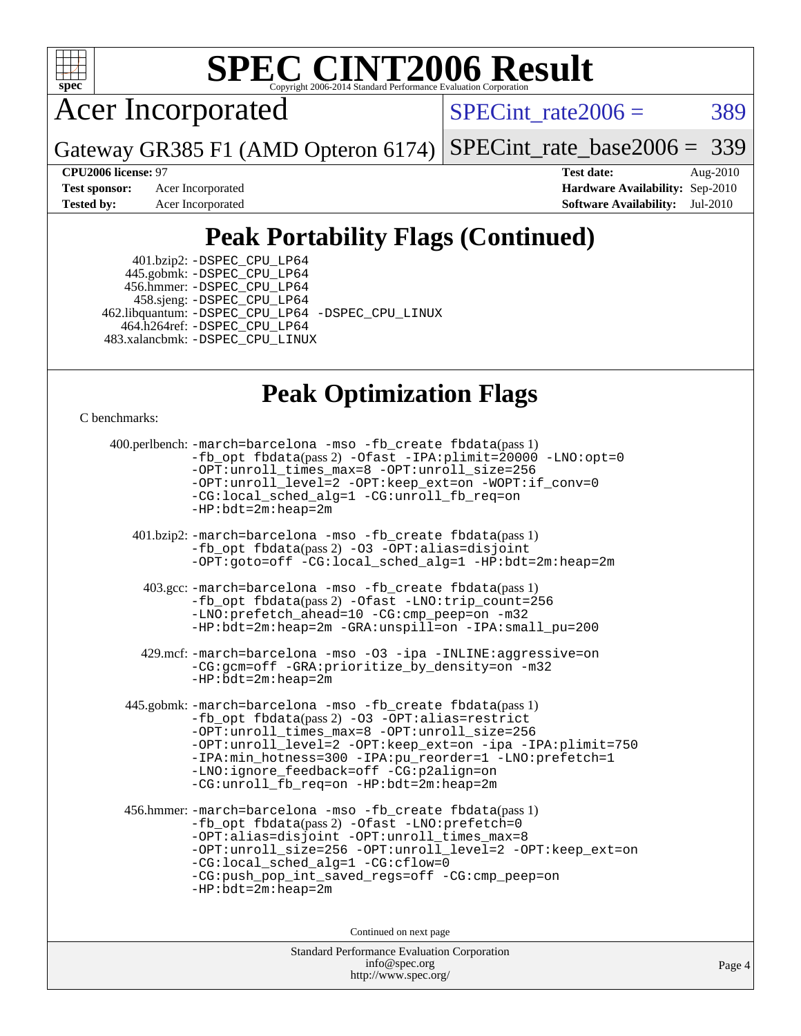# SPEC CINT2006 Result

Copyright 2006-2014 Standard Performance Evaluation Corporation

## Acer Incorporated

Gateway GR385 F1 (AMD Opteron 6174)

SPECint_rate2006 = 389

SPECint_rate_base2006 = 339

**CPU2006 license:** 97
**Test sponsor:** Acer Incorporated
**Tested by:** Acer Incorporated

**Test date:** Aug-2010
**Hardware Availability:** Sep-2010
**Software Availability:** Jul-2010

## Peak Portability Flags (Continued)

401.bzip2: -DSPEC_CPU_LP64
445.gobmk: -DSPEC_CPU_LP64
456.hmmer: -DSPEC_CPU_LP64
458.sjeng: -DSPEC_CPU_LP64
462.libquantum: -DSPEC_CPU_LP64 -DSPEC_CPU_LINUX
464.h264ref: -DSPEC_CPU_LP64
483.xalancbmk: -DSPEC_CPU_LINUX

## Peak Optimization Flags

C benchmarks:

400.perlbench: -march=barcelona -mso -fb_create fbdata(pass 1) -fb_opt fbdata(pass 2) -Ofast -IPA:plimit=20000 -LNO:opt=0 -OPT:unroll_times_max=8 -OPT:unroll_size=256 -OPT:unroll_level=2 -OPT:keep_ext=on -WOPT:if_conv=0 -CG:local_sched_alg=1 -CG:unroll_fb_req=on -HP:bdt=2m:heap=2m

401.bzip2: -march=barcelona -mso -fb_create fbdata(pass 1) -fb_opt fbdata(pass 2) -O3 -OPT:alias=disjoint -OPT:goto=off -CG:local_sched_alg=1 -HP:bdt=2m:heap=2m

403.gcc: -march=barcelona -mso -fb_create fbdata(pass 1) -fb_opt fbdata(pass 2) -Ofast -LNO:trip_count=256 -LNO:prefetch_ahead=10 -CG:cmp_peep=on -m32 -HP:bdt=2m:heap=2m -GRA:unspill=on -IPA:small_pu=200

429.mcf: -march=barcelona -mso -O3 -ipa -INLINE:aggressive=on -CG:gcm=off -GRA:prioritize_by_density=on -m32 -HP:bdt=2m:heap=2m

445.gobmk: -march=barcelona -mso -fb_create fbdata(pass 1) -fb_opt fbdata(pass 2) -O3 -OPT:alias=restrict -OPT:unroll_times_max=8 -OPT:unroll_size=256 -OPT:unroll_level=2 -OPT:keep_ext=on -ipa -IPA:plimit=750 -IPA:min_hotness=300 -IPA:pu_reorder=1 -LNO:prefetch=1 -LNO:ignore_feedback=off -CG:p2align=on -CG:unroll_fb_req=on -HP:bdt=2m:heap=2m

456.hmmer: -march=barcelona -mso -fb_create fbdata(pass 1) -fb_opt fbdata(pass 2) -Ofast -LNO:prefetch=0 -OPT:alias=disjoint -OPT:unroll_times_max=8 -OPT:unroll_size=256 -OPT:unroll_level=2 -OPT:keep_ext=on -CG:local_sched_alg=1 -CG:cflow=0 -CG:push_pop_int_saved_regs=off -CG:cmp_peep=on -HP:bdt=2m:heap=2m

Continued on next page

Standard Performance Evaluation Corporation
info@spec.org
http://www.spec.org/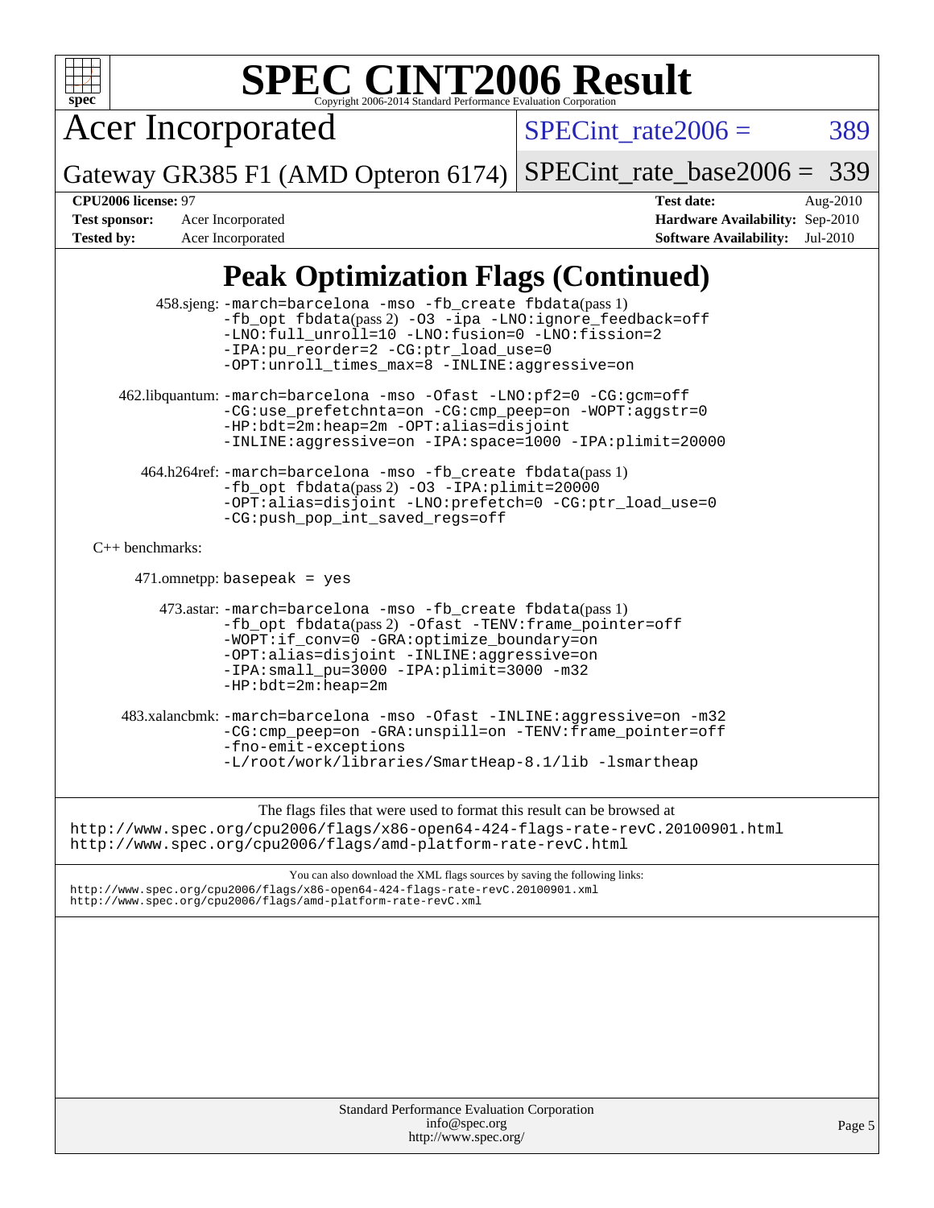# SPEC CINT2006 Result

Copyright 2006-2014 Standard Performance Evaluation Corporation

**Acer Incorporated**

Gateway GR385 F1 (AMD Opteron 6174)

SPECint_rate2006 = 389

SPECint_rate_base2006 = 339

| | | | |
|---|---|---|---|
| **CPU2006 license:** 97 | | **Test date:** | Aug-2010 |
| **Test sponsor:** | Acer Incorporated | **Hardware Availability:** | Sep-2010 |
| **Tested by:** | Acer Incorporated | **Software Availability:** | Jul-2010 |

## Peak Optimization Flags (Continued)

458.sjeng:
```
-march=barcelona -mso -fb_create fbdata(pass 1)
-fb_opt fbdata(pass 2) -O3 -ipa -LNO:ignore_feedback=off
-LNO:full_unroll=10 -LNO:fusion=0 -LNO:fission=2
-IPA:pu_reorder=2 -CG:ptr_load_use=0
-OPT:unroll_times_max=8 -INLINE:aggressive=on
```

462.libquantum:
```
-march=barcelona -mso -Ofast -LNO:pf2=0 -CG:gcm=off
-CG:use_prefetchnta=on -CG:cmp_peep=on -WOPT:aggstr=0
-HP:bdt=2m:heap=2m -OPT:alias=disjoint
-INLINE:aggressive=on -IPA:space=1000 -IPA:plimit=20000
```

464.h264ref:
```
-march=barcelona -mso -fb_create fbdata(pass 1)
-fb_opt fbdata(pass 2) -O3 -IPA:plimit=20000
-OPT:alias=disjoint -LNO:prefetch=0 -CG:ptr_load_use=0
-CG:push_pop_int_saved_regs=off
```

C++ benchmarks:

471.omnetpp: `basepeak = yes`

473.astar:
```
-march=barcelona -mso -fb_create fbdata(pass 1)
-fb_opt fbdata(pass 2) -Ofast -TENV:frame_pointer=off
-WOPT:if_conv=0 -GRA:optimize_boundary=on
-OPT:alias=disjoint -INLINE:aggressive=on
-IPA:small_pu=3000 -IPA:plimit=3000 -m32
-HP:bdt=2m:heap=2m
```

483.xalancbmk:
```
-march=barcelona -mso -Ofast -INLINE:aggressive=on -m32
-CG:cmp_peep=on -GRA:unspill=on -TENV:frame_pointer=off
-fno-emit-exceptions
-L/root/work/libraries/SmartHeap-8.1/lib -lsmartheap
```

The flags files that were used to format this result can be browsed at
http://www.spec.org/cpu2006/flags/x86-open64-424-flags-rate-revC.20100901.html
http://www.spec.org/cpu2006/flags/amd-platform-rate-revC.html

You can also download the XML flags sources by saving the following links:
http://www.spec.org/cpu2006/flags/x86-open64-424-flags-rate-revC.20100901.xml
http://www.spec.org/cpu2006/flags/amd-platform-rate-revC.xml

Standard Performance Evaluation Corporation
info@spec.org
http://www.spec.org/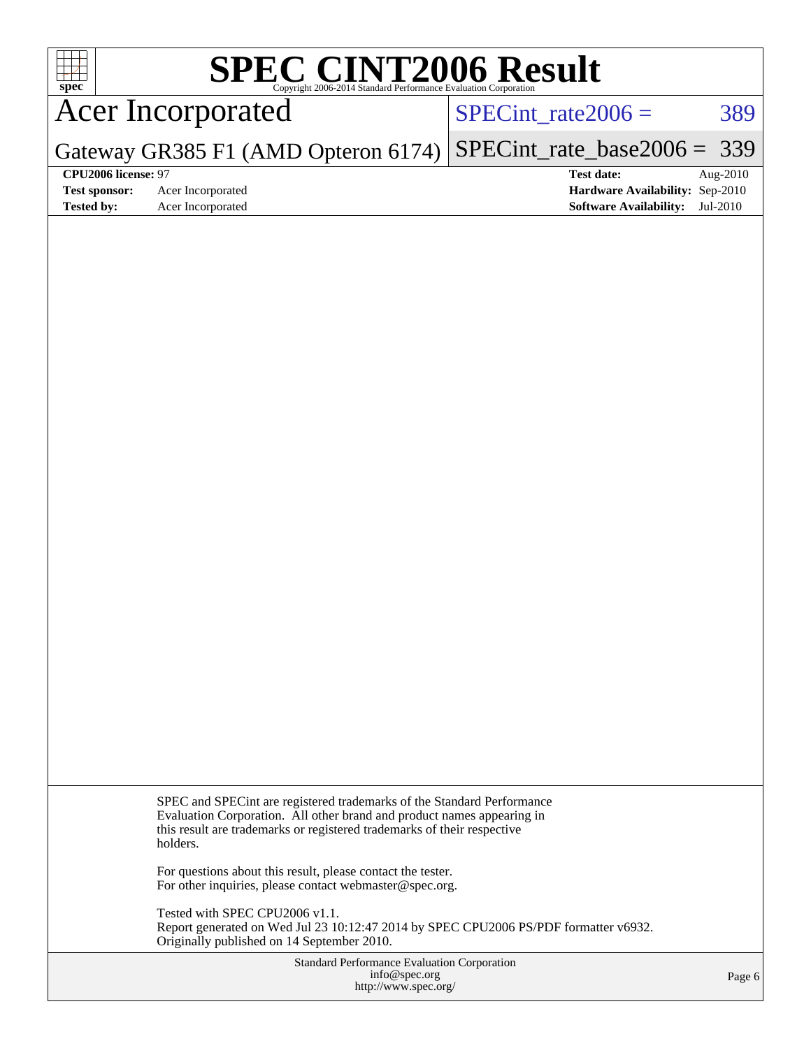SPEC and SPECint are registered trademarks of the Standard Performance Evaluation Corporation. All other brand and product names appearing in this result are trademarks or registered trademarks of their respective holders.

For questions about this result, please contact the tester.
For other inquiries, please contact webmaster@spec.org.

Tested with SPEC CPU2006 v1.1.
Report generated on Wed Jul 23 10:12:47 2014 by SPEC CPU2006 PS/PDF formatter v6932.
Originally published on 14 September 2010.